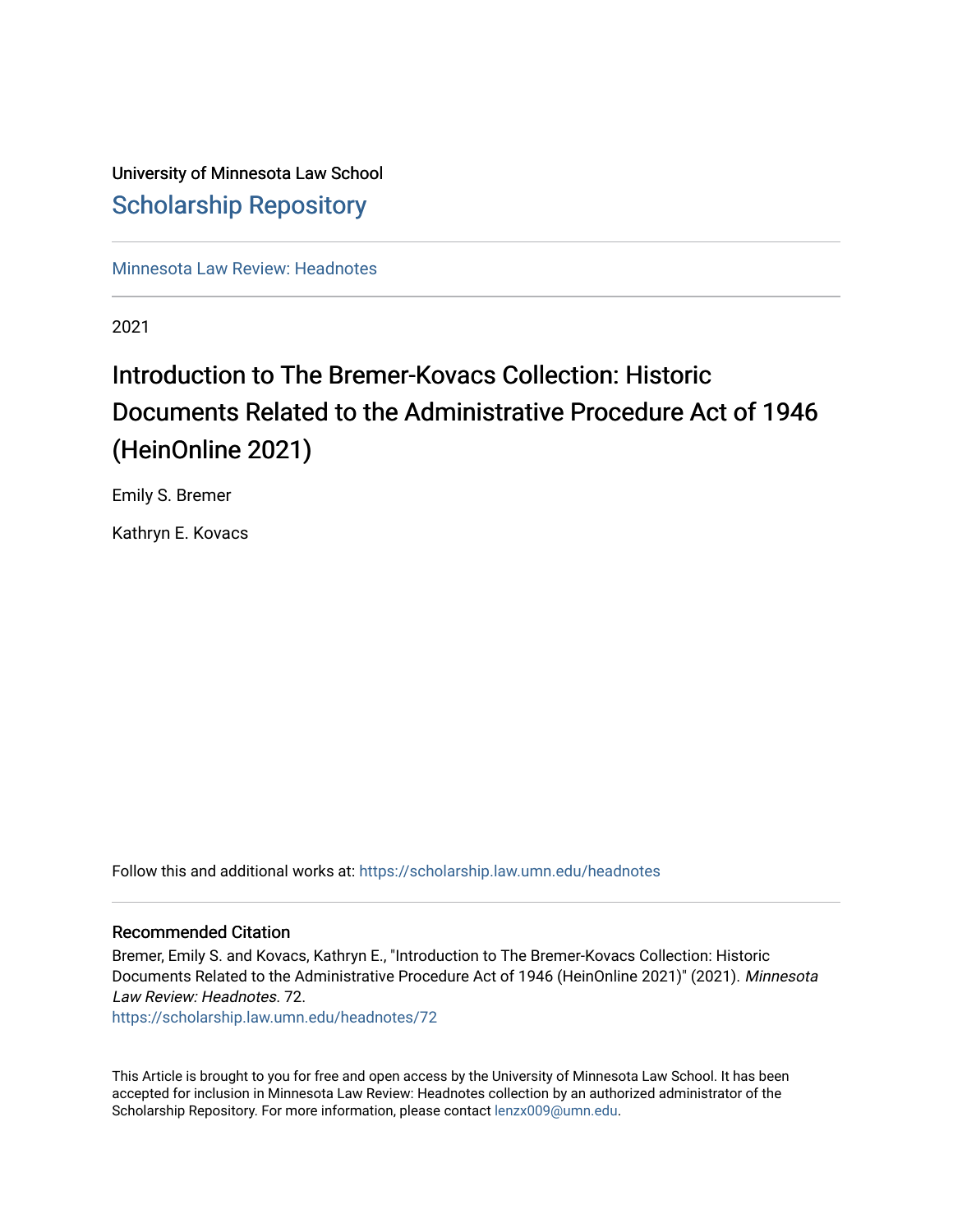University of Minnesota Law School

Scholarship Repository

Minnesota Law Review: Headnotes

---

2021

# Introduction to The Bremer-Kovacs Collection: Historic Documents Related to the Administrative Procedure Act of 1946 (HeinOnline 2021)

Emily S. Bremer

Kathryn E. Kovacs

Follow this and additional works at: https://scholarship.law.umn.edu/headnotes

---

### Recommended Citation

Bremer, Emily S. and Kovacs, Kathryn E., "Introduction to The Bremer-Kovacs Collection: Historic Documents Related to the Administrative Procedure Act of 1946 (HeinOnline 2021)" (2021). *Minnesota Law Review: Headnotes*. 72.
https://scholarship.law.umn.edu/headnotes/72

This Article is brought to you for free and open access by the University of Minnesota Law School. It has been accepted for inclusion in Minnesota Law Review: Headnotes collection by an authorized administrator of the Scholarship Repository. For more information, please contact lenzx009@umn.edu.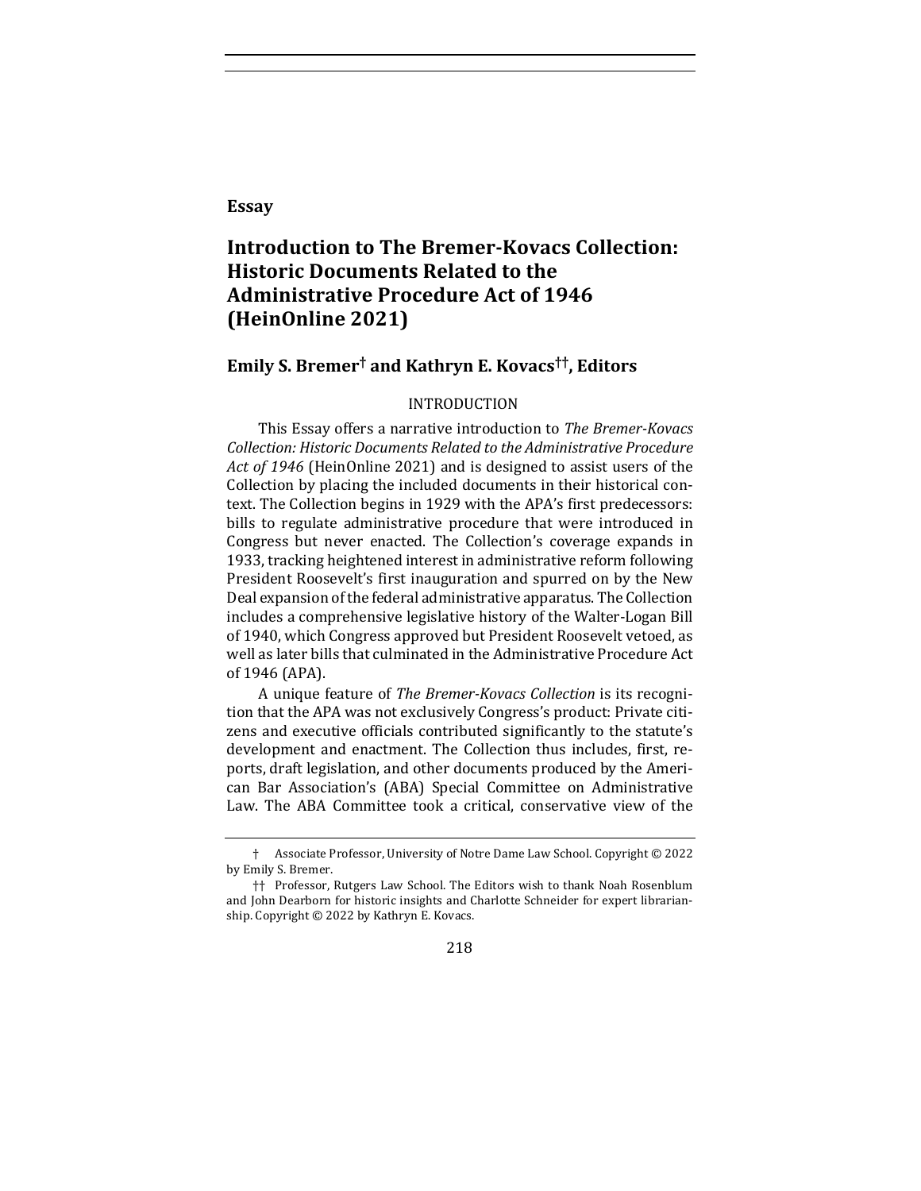**Essay**

# Introduction to The Bremer-Kovacs Collection: Historic Documents Related to the Administrative Procedure Act of 1946 (HeinOnline 2021)

## Emily S. Bremer† and Kathryn E. Kovacs††, Editors

INTRODUCTION

This Essay offers a narrative introduction to *The Bremer-Kovacs Collection: Historic Documents Related to the Administrative Procedure Act of 1946* (HeinOnline 2021) and is designed to assist users of the Collection by placing the included documents in their historical context. The Collection begins in 1929 with the APA's first predecessors: bills to regulate administrative procedure that were introduced in Congress but never enacted. The Collection's coverage expands in 1933, tracking heightened interest in administrative reform following President Roosevelt's first inauguration and spurred on by the New Deal expansion of the federal administrative apparatus. The Collection includes a comprehensive legislative history of the Walter-Logan Bill of 1940, which Congress approved but President Roosevelt vetoed, as well as later bills that culminated in the Administrative Procedure Act of 1946 (APA).

A unique feature of *The Bremer-Kovacs Collection* is its recognition that the APA was not exclusively Congress's product: Private citizens and executive officials contributed significantly to the statute's development and enactment. The Collection thus includes, first, reports, draft legislation, and other documents produced by the American Bar Association's (ABA) Special Committee on Administrative Law. The ABA Committee took a critical, conservative view of the

---

† Associate Professor, University of Notre Dame Law School. Copyright © 2022 by Emily S. Bremer.

†† Professor, Rutgers Law School. The Editors wish to thank Noah Rosenblum and John Dearborn for historic insights and Charlotte Schneider for expert librarianship. Copyright © 2022 by Kathryn E. Kovacs.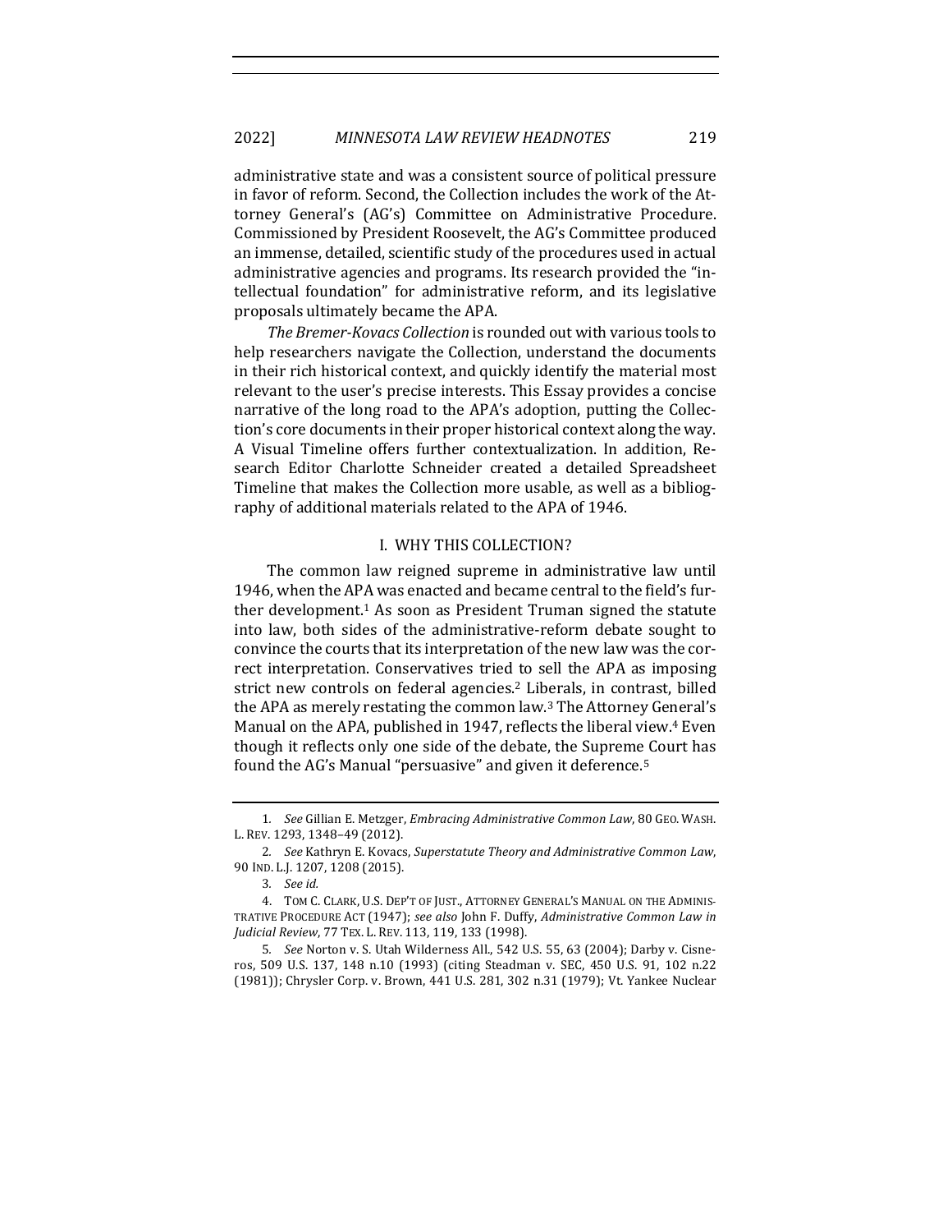administrative state and was a consistent source of political pressure in favor of reform. Second, the Collection includes the work of the Attorney General's (AG's) Committee on Administrative Procedure. Commissioned by President Roosevelt, the AG's Committee produced an immense, detailed, scientific study of the procedures used in actual administrative agencies and programs. Its research provided the "intellectual foundation" for administrative reform, and its legislative proposals ultimately became the APA.

*The Bremer-Kovacs Collection* is rounded out with various tools to help researchers navigate the Collection, understand the documents in their rich historical context, and quickly identify the material most relevant to the user's precise interests. This Essay provides a concise narrative of the long road to the APA's adoption, putting the Collection's core documents in their proper historical context along the way. A Visual Timeline offers further contextualization. In addition, Research Editor Charlotte Schneider created a detailed Spreadsheet Timeline that makes the Collection more usable, as well as a bibliography of additional materials related to the APA of 1946.

## I. WHY THIS COLLECTION?

The common law reigned supreme in administrative law until 1946, when the APA was enacted and became central to the field's further development.[1] As soon as President Truman signed the statute into law, both sides of the administrative-reform debate sought to convince the courts that its interpretation of the new law was the correct interpretation. Conservatives tried to sell the APA as imposing strict new controls on federal agencies.[2] Liberals, in contrast, billed the APA as merely restating the common law.[3] The Attorney General's Manual on the APA, published in 1947, reflects the liberal view.[4] Even though it reflects only one side of the debate, the Supreme Court has found the AG's Manual "persuasive" and given it deference.[5]

---

1. *See* Gillian E. Metzger, *Embracing Administrative Common Law*, 80 GEO. WASH. L. REV. 1293, 1348–49 (2012).

2. *See* Kathryn E. Kovacs, *Superstatute Theory and Administrative Common Law*, 90 IND. L.J. 1207, 1208 (2015).

3. *See id.*

4. TOM C. CLARK, U.S. DEP'T OF JUST., ATTORNEY GENERAL'S MANUAL ON THE ADMINISTRATIVE PROCEDURE ACT (1947); *see also* John F. Duffy, *Administrative Common Law in Judicial Review*, 77 TEX. L. REV. 113, 119, 133 (1998).

5. *See* Norton v. S. Utah Wilderness All., 542 U.S. 55, 63 (2004); Darby v. Cisneros, 509 U.S. 137, 148 n.10 (1993) (citing Steadman v. SEC, 450 U.S. 91, 102 n.22 (1981)); Chrysler Corp. v. Brown, 441 U.S. 281, 302 n.31 (1979); Vt. Yankee Nuclear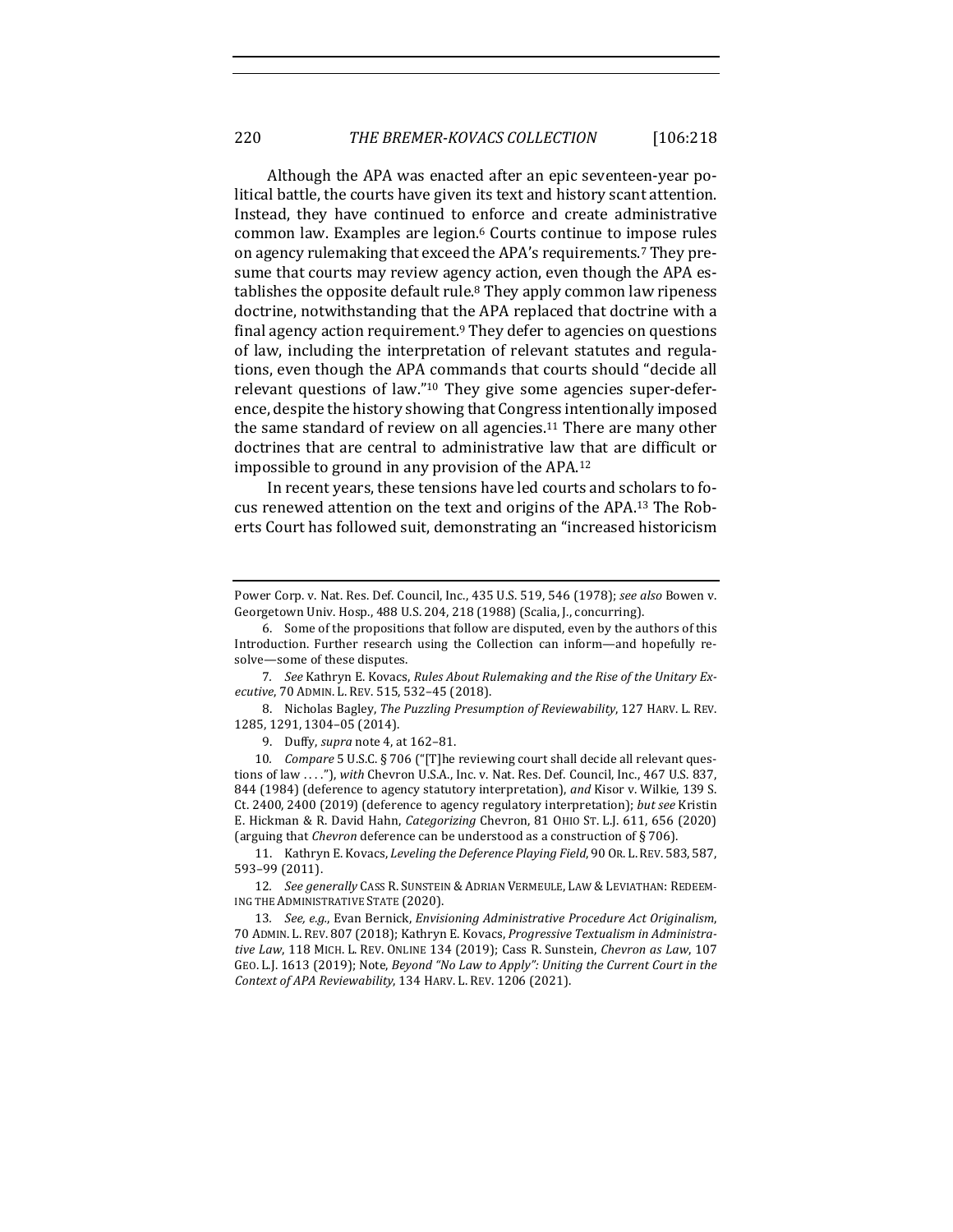Although the APA was enacted after an epic seventeen-year political battle, the courts have given its text and history scant attention. Instead, they have continued to enforce and create administrative common law. Examples are legion.[6] Courts continue to impose rules on agency rulemaking that exceed the APA's requirements.[7] They presume that courts may review agency action, even though the APA establishes the opposite default rule.[8] They apply common law ripeness doctrine, notwithstanding that the APA replaced that doctrine with a final agency action requirement.[9] They defer to agencies on questions of law, including the interpretation of relevant statutes and regulations, even though the APA commands that courts should "decide all relevant questions of law."[10] They give some agencies super-deference, despite the history showing that Congress intentionally imposed the same standard of review on all agencies.[11] There are many other doctrines that are central to administrative law that are difficult or impossible to ground in any provision of the APA.[12]

In recent years, these tensions have led courts and scholars to focus renewed attention on the text and origins of the APA.[13] The Roberts Court has followed suit, demonstrating an "increased historicism

---

Power Corp. v. Nat. Res. Def. Council, Inc., 435 U.S. 519, 546 (1978); *see also* Bowen v. Georgetown Univ. Hosp., 488 U.S. 204, 218 (1988) (Scalia, J., concurring).

6. Some of the propositions that follow are disputed, even by the authors of this Introduction. Further research using the Collection can inform—and hopefully resolve—some of these disputes.

7. *See* Kathryn E. Kovacs, *Rules About Rulemaking and the Rise of the Unitary Executive*, 70 ADMIN. L. REV. 515, 532–45 (2018).

8. Nicholas Bagley, *The Puzzling Presumption of Reviewability*, 127 HARV. L. REV. 1285, 1291, 1304–05 (2014).

9. Duffy, *supra* note 4, at 162–81.

10. *Compare* 5 U.S.C. § 706 ("[T]he reviewing court shall decide all relevant questions of law . . . ."), *with* Chevron U.S.A., Inc. v. Nat. Res. Def. Council, Inc., 467 U.S. 837, 844 (1984) (deference to agency statutory interpretation), *and* Kisor v. Wilkie, 139 S. Ct. 2400, 2400 (2019) (deference to agency regulatory interpretation); *but see* Kristin E. Hickman & R. David Hahn, *Categorizing* Chevron, 81 OHIO ST. L.J. 611, 656 (2020) (arguing that *Chevron* deference can be understood as a construction of § 706).

11. Kathryn E. Kovacs, *Leveling the Deference Playing Field*, 90 OR. L. REV. 583, 587, 593–99 (2011).

12. *See generally* CASS R. SUNSTEIN & ADRIAN VERMEULE, LAW & LEVIATHAN: REDEEMING THE ADMINISTRATIVE STATE (2020).

13. *See, e.g.*, Evan Bernick, *Envisioning Administrative Procedure Act Originalism*, 70 ADMIN. L. REV. 807 (2018); Kathryn E. Kovacs, *Progressive Textualism in Administrative Law*, 118 MICH. L. REV. ONLINE 134 (2019); Cass R. Sunstein, *Chevron as Law*, 107 GEO. L.J. 1613 (2019); Note, *Beyond "No Law to Apply": Uniting the Current Court in the Context of APA Reviewability*, 134 HARV. L. REV. 1206 (2021).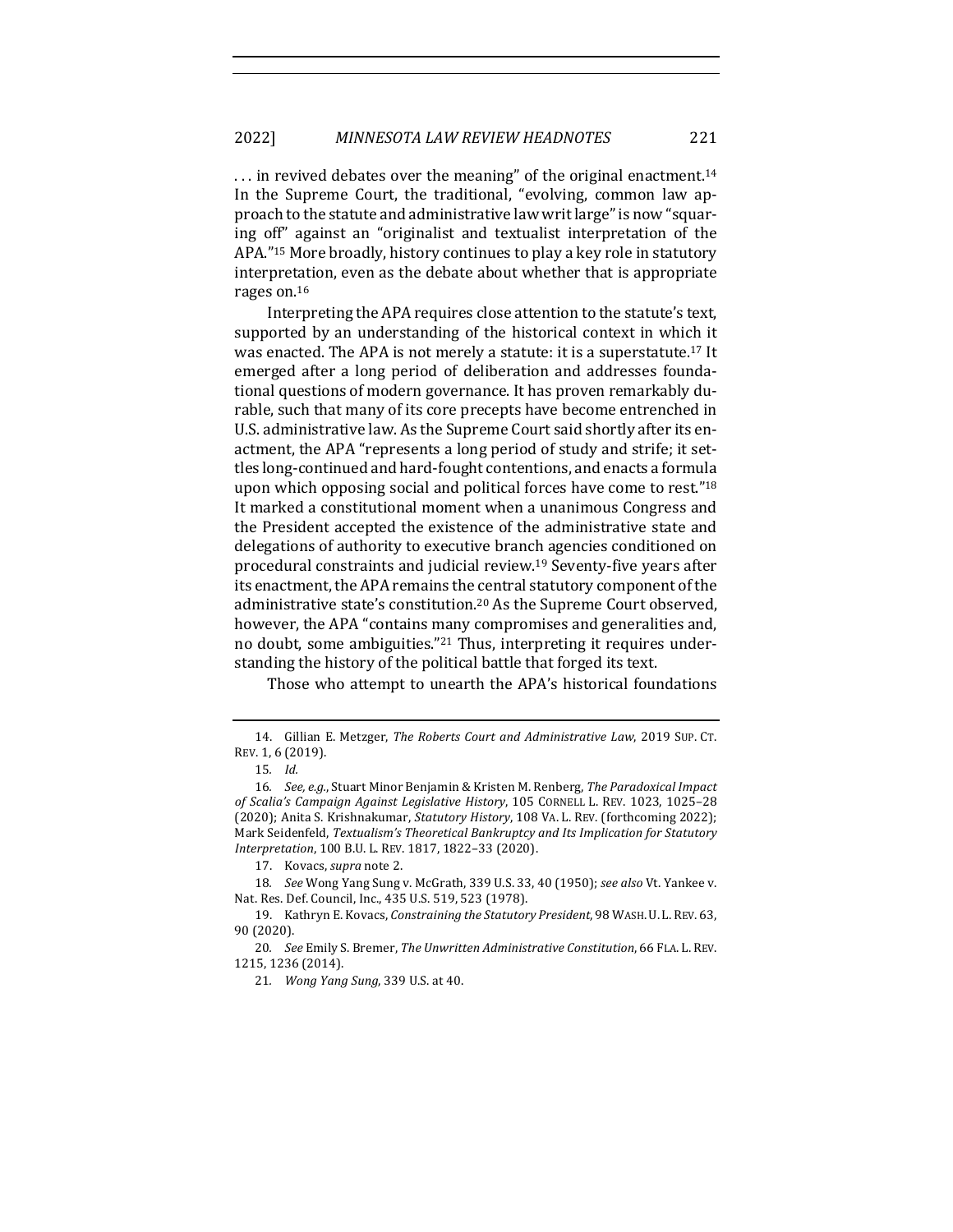. . . in revived debates over the meaning" of the original enactment.[14] In the Supreme Court, the traditional, "evolving, common law approach to the statute and administrative law writ large" is now "squaring off" against an "originalist and textualist interpretation of the APA."[15] More broadly, history continues to play a key role in statutory interpretation, even as the debate about whether that is appropriate rages on.[16]

Interpreting the APA requires close attention to the statute's text, supported by an understanding of the historical context in which it was enacted. The APA is not merely a statute: it is a superstatute.[17] It emerged after a long period of deliberation and addresses foundational questions of modern governance. It has proven remarkably durable, such that many of its core precepts have become entrenched in U.S. administrative law. As the Supreme Court said shortly after its enactment, the APA "represents a long period of study and strife; it settles long-continued and hard-fought contentions, and enacts a formula upon which opposing social and political forces have come to rest."[18] It marked a constitutional moment when a unanimous Congress and the President accepted the existence of the administrative state and delegations of authority to executive branch agencies conditioned on procedural constraints and judicial review.[19] Seventy-five years after its enactment, the APA remains the central statutory component of the administrative state's constitution.[20] As the Supreme Court observed, however, the APA "contains many compromises and generalities and, no doubt, some ambiguities."[21] Thus, interpreting it requires understanding the history of the political battle that forged its text.

Those who attempt to unearth the APA's historical foundations

---

14. Gillian E. Metzger, *The Roberts Court and Administrative Law*, 2019 SUP. CT. REV. 1, 6 (2019).

15. *Id.*

16. *See, e.g.*, Stuart Minor Benjamin & Kristen M. Renberg, *The Paradoxical Impact of Scalia's Campaign Against Legislative History*, 105 CORNELL L. REV. 1023, 1025–28 (2020); Anita S. Krishnakumar, *Statutory History*, 108 VA. L. REV. (forthcoming 2022); Mark Seidenfeld, *Textualism's Theoretical Bankruptcy and Its Implication for Statutory Interpretation*, 100 B.U. L. REV. 1817, 1822–33 (2020).

17. Kovacs, *supra* note 2.

18. *See* Wong Yang Sung v. McGrath, 339 U.S. 33, 40 (1950); *see also* Vt. Yankee v. Nat. Res. Def. Council, Inc., 435 U.S. 519, 523 (1978).

19. Kathryn E. Kovacs, *Constraining the Statutory President*, 98 WASH. U. L. REV. 63, 90 (2020).

20. *See* Emily S. Bremer, *The Unwritten Administrative Constitution*, 66 FLA. L. REV. 1215, 1236 (2014).

21. *Wong Yang Sung*, 339 U.S. at 40.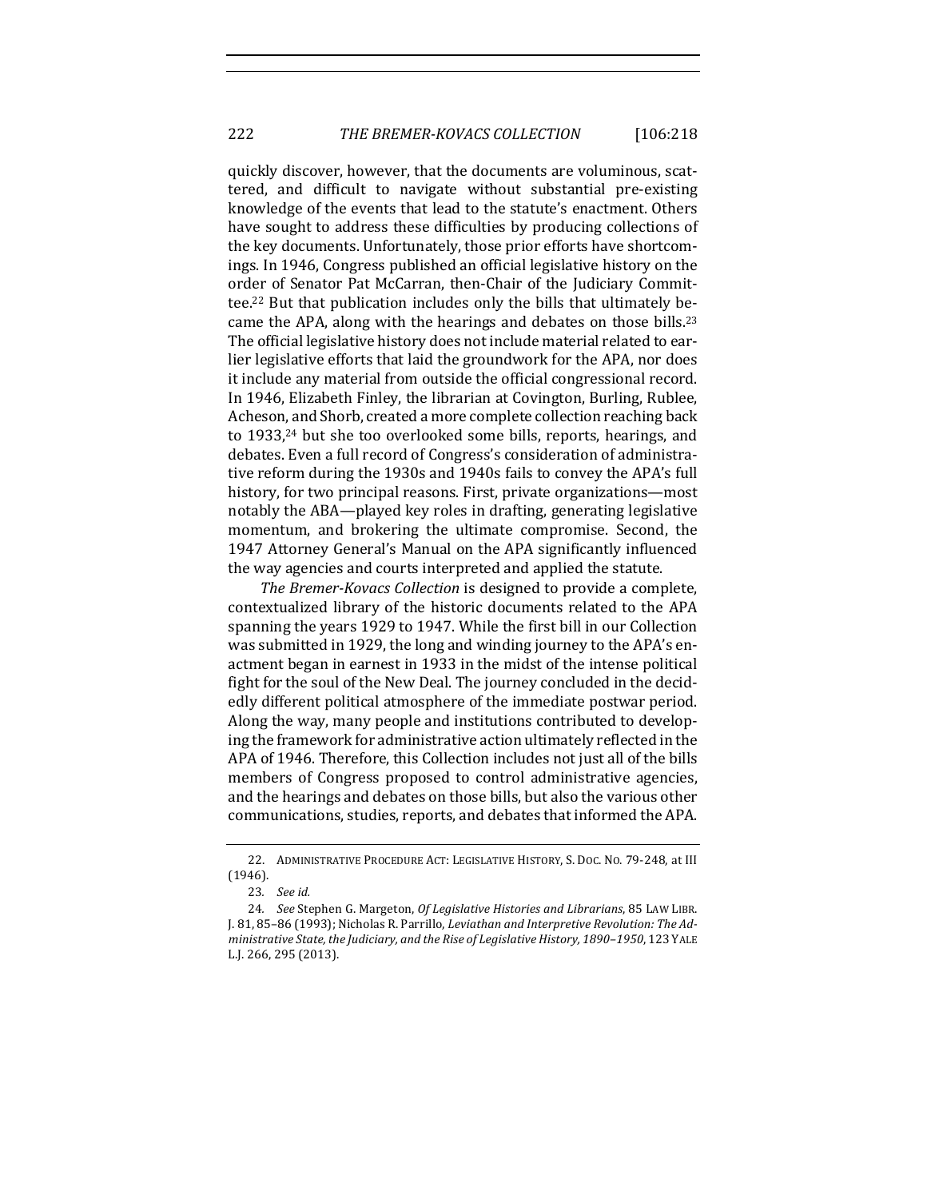quickly discover, however, that the documents are voluminous, scattered, and difficult to navigate without substantial pre-existing knowledge of the events that lead to the statute's enactment. Others have sought to address these difficulties by producing collections of the key documents. Unfortunately, those prior efforts have shortcomings. In 1946, Congress published an official legislative history on the order of Senator Pat McCarran, then-Chair of the Judiciary Committee.[22] But that publication includes only the bills that ultimately became the APA, along with the hearings and debates on those bills.[23] The official legislative history does not include material related to earlier legislative efforts that laid the groundwork for the APA, nor does it include any material from outside the official congressional record. In 1946, Elizabeth Finley, the librarian at Covington, Burling, Rublee, Acheson, and Shorb, created a more complete collection reaching back to 1933,[24] but she too overlooked some bills, reports, hearings, and debates. Even a full record of Congress's consideration of administrative reform during the 1930s and 1940s fails to convey the APA's full history, for two principal reasons. First, private organizations—most notably the ABA—played key roles in drafting, generating legislative momentum, and brokering the ultimate compromise. Second, the 1947 Attorney General's Manual on the APA significantly influenced the way agencies and courts interpreted and applied the statute.

*The Bremer-Kovacs Collection* is designed to provide a complete, contextualized library of the historic documents related to the APA spanning the years 1929 to 1947. While the first bill in our Collection was submitted in 1929, the long and winding journey to the APA's enactment began in earnest in 1933 in the midst of the intense political fight for the soul of the New Deal. The journey concluded in the decidedly different political atmosphere of the immediate postwar period. Along the way, many people and institutions contributed to developing the framework for administrative action ultimately reflected in the APA of 1946. Therefore, this Collection includes not just all of the bills members of Congress proposed to control administrative agencies, and the hearings and debates on those bills, but also the various other communications, studies, reports, and debates that informed the APA.

---

22. ADMINISTRATIVE PROCEDURE ACT: LEGISLATIVE HISTORY, S. DOC. NO. 79-248, at III (1946).

23. *See id.*

24. *See* Stephen G. Margeton, *Of Legislative Histories and Librarians*, 85 LAW LIBR. J. 81, 85–86 (1993); Nicholas R. Parrillo, *Leviathan and Interpretive Revolution: The Administrative State, the Judiciary, and the Rise of Legislative History, 1890–1950*, 123 YALE L.J. 266, 295 (2013).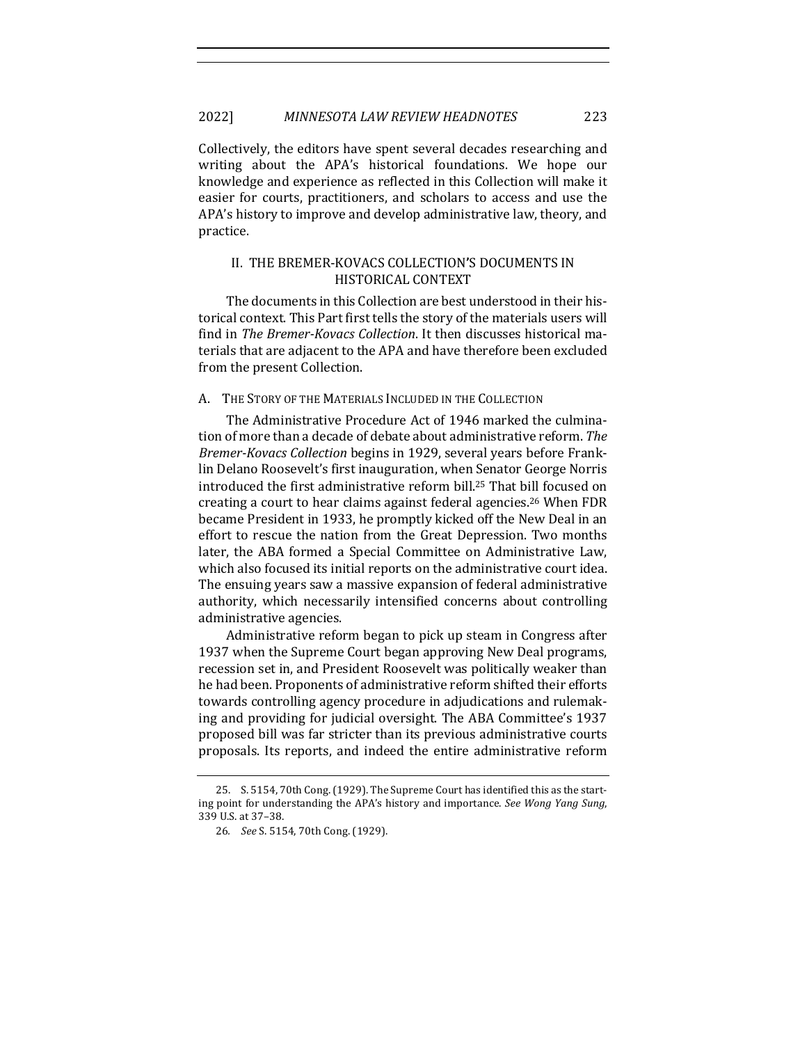Collectively, the editors have spent several decades researching and writing about the APA's historical foundations. We hope our knowledge and experience as reflected in this Collection will make it easier for courts, practitioners, and scholars to access and use the APA's history to improve and develop administrative law, theory, and practice.

## II. THE BREMER-KOVACS COLLECTION'S DOCUMENTS IN HISTORICAL CONTEXT

The documents in this Collection are best understood in their historical context. This Part first tells the story of the materials users will find in *The Bremer-Kovacs Collection*. It then discusses historical materials that are adjacent to the APA and have therefore been excluded from the present Collection.

### A. THE STORY OF THE MATERIALS INCLUDED IN THE COLLECTION

The Administrative Procedure Act of 1946 marked the culmination of more than a decade of debate about administrative reform. *The Bremer-Kovacs Collection* begins in 1929, several years before Franklin Delano Roosevelt's first inauguration, when Senator George Norris introduced the first administrative reform bill.[25] That bill focused on creating a court to hear claims against federal agencies.[26] When FDR became President in 1933, he promptly kicked off the New Deal in an effort to rescue the nation from the Great Depression. Two months later, the ABA formed a Special Committee on Administrative Law, which also focused its initial reports on the administrative court idea. The ensuing years saw a massive expansion of federal administrative authority, which necessarily intensified concerns about controlling administrative agencies.

Administrative reform began to pick up steam in Congress after 1937 when the Supreme Court began approving New Deal programs, recession set in, and President Roosevelt was politically weaker than he had been. Proponents of administrative reform shifted their efforts towards controlling agency procedure in adjudications and rulemaking and providing for judicial oversight. The ABA Committee's 1937 proposed bill was far stricter than its previous administrative courts proposals. Its reports, and indeed the entire administrative reform

---

25. S. 5154, 70th Cong. (1929). The Supreme Court has identified this as the starting point for understanding the APA's history and importance. *See Wong Yang Sung*, 339 U.S. at 37–38.

26. *See* S. 5154, 70th Cong. (1929).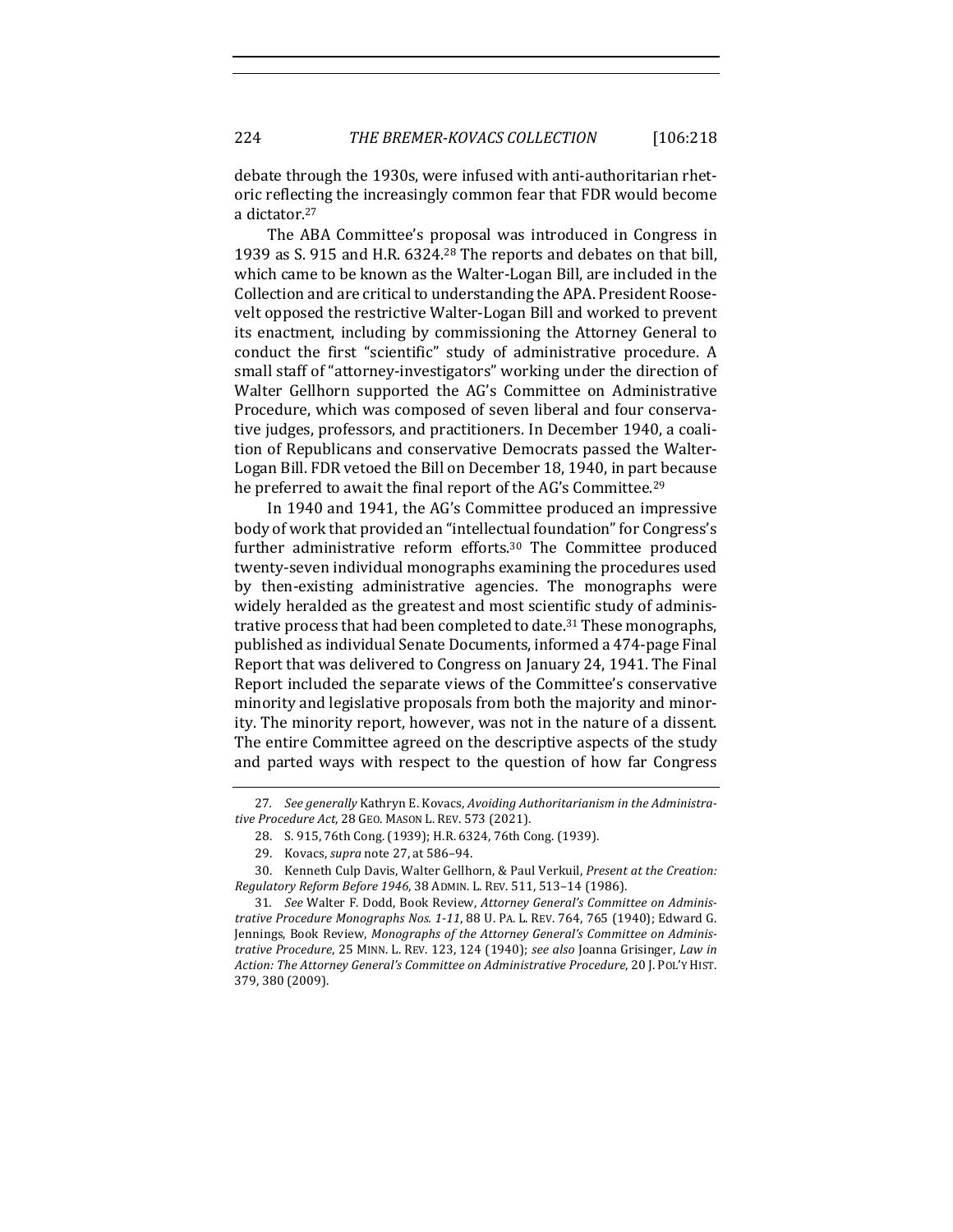debate through the 1930s, were infused with anti-authoritarian rhetoric reflecting the increasingly common fear that FDR would become a dictator.[27]

The ABA Committee's proposal was introduced in Congress in 1939 as S. 915 and H.R. 6324.[28] The reports and debates on that bill, which came to be known as the Walter-Logan Bill, are included in the Collection and are critical to understanding the APA. President Roosevelt opposed the restrictive Walter-Logan Bill and worked to prevent its enactment, including by commissioning the Attorney General to conduct the first "scientific" study of administrative procedure. A small staff of "attorney-investigators" working under the direction of Walter Gellhorn supported the AG's Committee on Administrative Procedure, which was composed of seven liberal and four conservative judges, professors, and practitioners. In December 1940, a coalition of Republicans and conservative Democrats passed the Walter-Logan Bill. FDR vetoed the Bill on December 18, 1940, in part because he preferred to await the final report of the AG's Committee.[29]

In 1940 and 1941, the AG's Committee produced an impressive body of work that provided an "intellectual foundation" for Congress's further administrative reform efforts.[30] The Committee produced twenty-seven individual monographs examining the procedures used by then-existing administrative agencies. The monographs were widely heralded as the greatest and most scientific study of administrative process that had been completed to date.[31] These monographs, published as individual Senate Documents, informed a 474-page Final Report that was delivered to Congress on January 24, 1941. The Final Report included the separate views of the Committee's conservative minority and legislative proposals from both the majority and minority. The minority report, however, was not in the nature of a dissent. The entire Committee agreed on the descriptive aspects of the study and parted ways with respect to the question of how far Congress

---

27. *See generally* Kathryn E. Kovacs, *Avoiding Authoritarianism in the Administrative Procedure Act*, 28 GEO. MASON L. REV. 573 (2021).

28. S. 915, 76th Cong. (1939); H.R. 6324, 76th Cong. (1939).

29. Kovacs, *supra* note 27, at 586–94.

30. Kenneth Culp Davis, Walter Gellhorn, & Paul Verkuil, *Present at the Creation: Regulatory Reform Before 1946*, 38 ADMIN. L. REV. 511, 513–14 (1986).

31. *See* Walter F. Dodd, Book Review, *Attorney General's Committee on Administrative Procedure Monographs Nos. 1-11*, 88 U. PA. L. REV. 764, 765 (1940); Edward G. Jennings, Book Review, *Monographs of the Attorney General's Committee on Administrative Procedure*, 25 MINN. L. REV. 123, 124 (1940); *see also* Joanna Grisinger, *Law in Action: The Attorney General's Committee on Administrative Procedure*, 20 J. POL'Y HIST. 379, 380 (2009).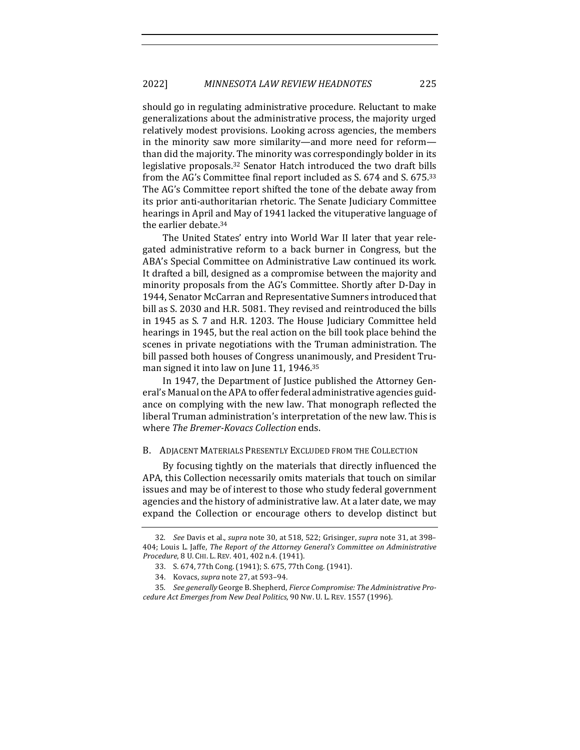should go in regulating administrative procedure. Reluctant to make generalizations about the administrative process, the majority urged relatively modest provisions. Looking across agencies, the members in the minority saw more similarity—and more need for reform—than did the majority. The minority was correspondingly bolder in its legislative proposals.[32] Senator Hatch introduced the two draft bills from the AG's Committee final report included as S. 674 and S. 675.[33] The AG's Committee report shifted the tone of the debate away from its prior anti-authoritarian rhetoric. The Senate Judiciary Committee hearings in April and May of 1941 lacked the vituperative language of the earlier debate.[34]

The United States' entry into World War II later that year relegated administrative reform to a back burner in Congress, but the ABA's Special Committee on Administrative Law continued its work. It drafted a bill, designed as a compromise between the majority and minority proposals from the AG's Committee. Shortly after D-Day in 1944, Senator McCarran and Representative Sumners introduced that bill as S. 2030 and H.R. 5081. They revised and reintroduced the bills in 1945 as S. 7 and H.R. 1203. The House Judiciary Committee held hearings in 1945, but the real action on the bill took place behind the scenes in private negotiations with the Truman administration. The bill passed both houses of Congress unanimously, and President Truman signed it into law on June 11, 1946.[35]

In 1947, the Department of Justice published the Attorney General's Manual on the APA to offer federal administrative agencies guidance on complying with the new law. That monograph reflected the liberal Truman administration's interpretation of the new law. This is where *The Bremer-Kovacs Collection* ends.

### B. Adjacent Materials Presently Excluded from the Collection

By focusing tightly on the materials that directly influenced the APA, this Collection necessarily omits materials that touch on similar issues and may be of interest to those who study federal government agencies and the history of administrative law. At a later date, we may expand the Collection or encourage others to develop distinct but

---

32. *See* Davis et al., *supra* note 30, at 518, 522; Grisinger, *supra* note 31, at 398–404; Louis L. Jaffe, *The Report of the Attorney General's Committee on Administrative Procedure*, 8 U. Chi. L. Rev. 401, 402 n.4. (1941).

33. S. 674, 77th Cong. (1941); S. 675, 77th Cong. (1941).

34. Kovacs, *supra* note 27, at 593–94.

35. *See generally* George B. Shepherd, *Fierce Compromise: The Administrative Procedure Act Emerges from New Deal Politics*, 90 Nw. U. L. Rev. 1557 (1996).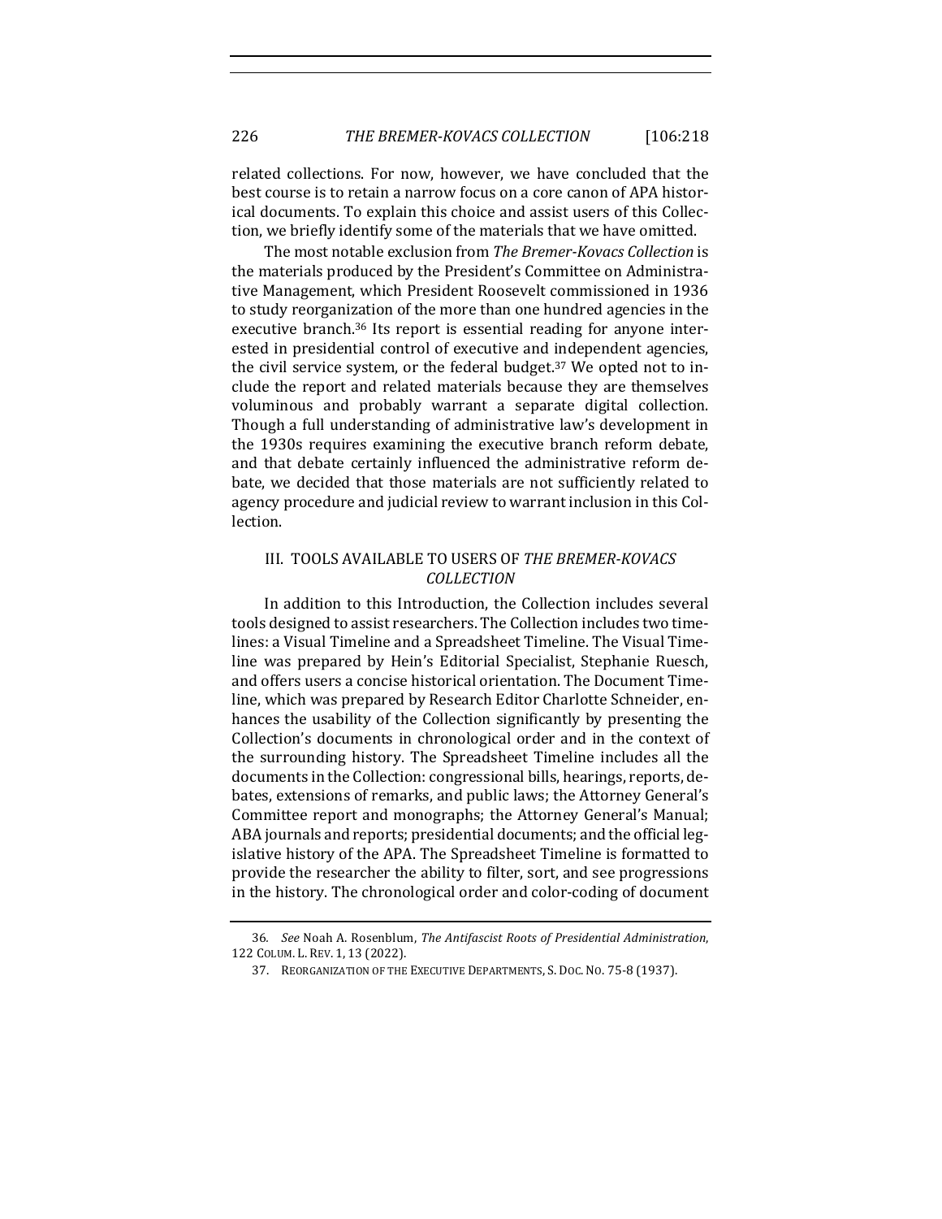related collections. For now, however, we have concluded that the best course is to retain a narrow focus on a core canon of APA historical documents. To explain this choice and assist users of this Collection, we briefly identify some of the materials that we have omitted.

The most notable exclusion from *The Bremer-Kovacs Collection* is the materials produced by the President's Committee on Administrative Management, which President Roosevelt commissioned in 1936 to study reorganization of the more than one hundred agencies in the executive branch.[36] Its report is essential reading for anyone interested in presidential control of executive and independent agencies, the civil service system, or the federal budget.[37] We opted not to include the report and related materials because they are themselves voluminous and probably warrant a separate digital collection. Though a full understanding of administrative law's development in the 1930s requires examining the executive branch reform debate, and that debate certainly influenced the administrative reform debate, we decided that those materials are not sufficiently related to agency procedure and judicial review to warrant inclusion in this Collection.

## III. TOOLS AVAILABLE TO USERS OF *THE BREMER-KOVACS COLLECTION*

In addition to this Introduction, the Collection includes several tools designed to assist researchers. The Collection includes two timelines: a Visual Timeline and a Spreadsheet Timeline. The Visual Timeline was prepared by Hein's Editorial Specialist, Stephanie Ruesch, and offers users a concise historical orientation. The Document Timeline, which was prepared by Research Editor Charlotte Schneider, enhances the usability of the Collection significantly by presenting the Collection's documents in chronological order and in the context of the surrounding history. The Spreadsheet Timeline includes all the documents in the Collection: congressional bills, hearings, reports, debates, extensions of remarks, and public laws; the Attorney General's Committee report and monographs; the Attorney General's Manual; ABA journals and reports; presidential documents; and the official legislative history of the APA. The Spreadsheet Timeline is formatted to provide the researcher the ability to filter, sort, and see progressions in the history. The chronological order and color-coding of document

---

36. *See* Noah A. Rosenblum, *The Antifascist Roots of Presidential Administration*, 122 COLUM. L. REV. 1, 13 (2022).

37. REORGANIZATION OF THE EXECUTIVE DEPARTMENTS, S. DOC. NO. 75-8 (1937).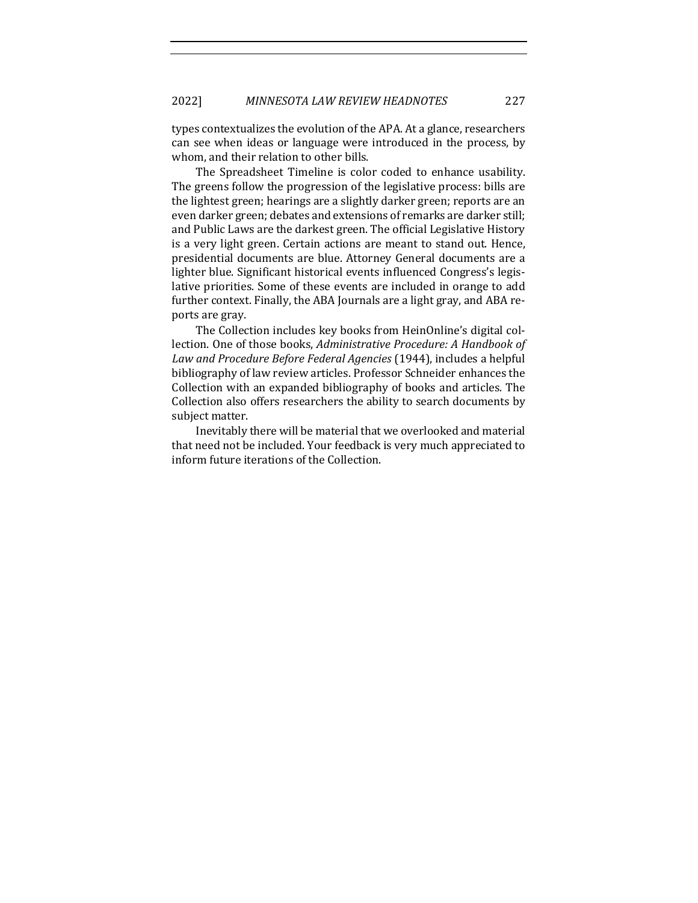types contextualizes the evolution of the APA. At a glance, researchers can see when ideas or language were introduced in the process, by whom, and their relation to other bills.

The Spreadsheet Timeline is color coded to enhance usability. The greens follow the progression of the legislative process: bills are the lightest green; hearings are a slightly darker green; reports are an even darker green; debates and extensions of remarks are darker still; and Public Laws are the darkest green. The official Legislative History is a very light green. Certain actions are meant to stand out. Hence, presidential documents are blue. Attorney General documents are a lighter blue. Significant historical events influenced Congress's legislative priorities. Some of these events are included in orange to add further context. Finally, the ABA Journals are a light gray, and ABA reports are gray.

The Collection includes key books from HeinOnline's digital collection. One of those books, *Administrative Procedure: A Handbook of Law and Procedure Before Federal Agencies* (1944), includes a helpful bibliography of law review articles. Professor Schneider enhances the Collection with an expanded bibliography of books and articles. The Collection also offers researchers the ability to search documents by subject matter.

Inevitably there will be material that we overlooked and material that need not be included. Your feedback is very much appreciated to inform future iterations of the Collection.